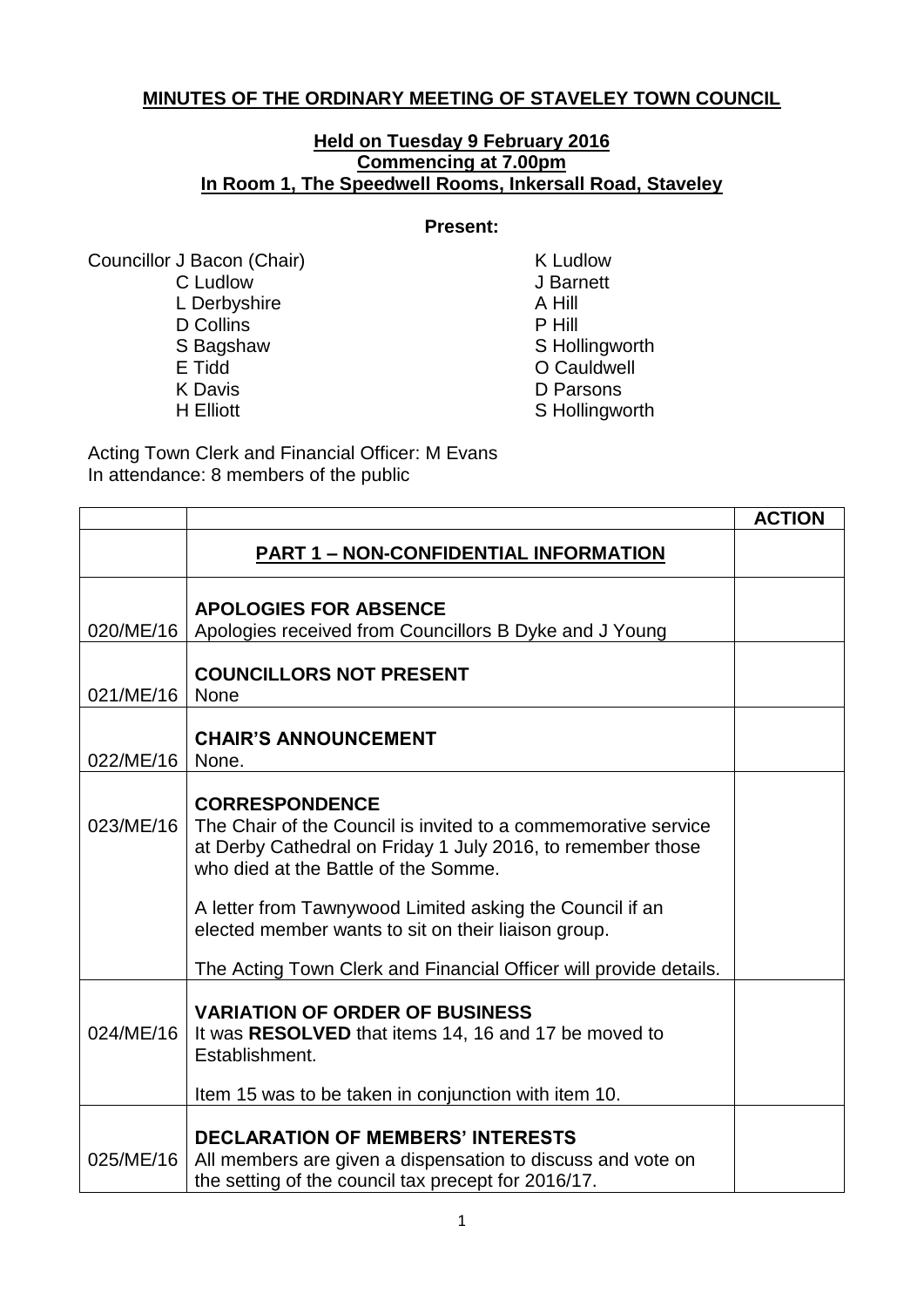**MINUTES OF THE ORDINARY MEETING OF STAVELEY TOWN COUNCIL**

**Held on Tuesday 9 February 2016**
**Commencing at 7.00pm**
**In Room 1, The Speedwell Rooms, Inkersall Road, Staveley**

**Present:**

Councillor J Bacon (Chair)
C Ludlow
L Derbyshire
D Collins
S Bagshaw
E Tidd
K Davis
H Elliott
K Ludlow
J Barnett
A Hill
P Hill
S Hollingworth
O Cauldwell
D Parsons
S Hollingworth

Acting Town Clerk and Financial Officer: M Evans
In attendance: 8 members of the public

| | | ACTION |
|---|---|---|
| | **PART 1 – NON-CONFIDENTIAL INFORMATION** | |
| 020/ME/16 | **APOLOGIES FOR ABSENCE**<br>Apologies received from Councillors B Dyke and J Young | |
| 021/ME/16 | **COUNCILLORS NOT PRESENT**<br>None | |
| 022/ME/16 | **CHAIR'S ANNOUNCEMENT**<br>None. | |
| 023/ME/16 | **CORRESPONDENCE**<br>The Chair of the Council is invited to a commemorative service at Derby Cathedral on Friday 1 July 2016, to remember those who died at the Battle of the Somme.<br><br>A letter from Tawnywood Limited asking the Council if an elected member wants to sit on their liaison group.<br><br>The Acting Town Clerk and Financial Officer will provide details. | |
| 024/ME/16 | **VARIATION OF ORDER OF BUSINESS**<br>It was **RESOLVED** that items 14, 16 and 17 be moved to Establishment.<br><br>Item 15 was to be taken in conjunction with item 10. | |
| 025/ME/16 | **DECLARATION OF MEMBERS' INTERESTS**<br>All members are given a dispensation to discuss and vote on the setting of the council tax precept for 2016/17. | |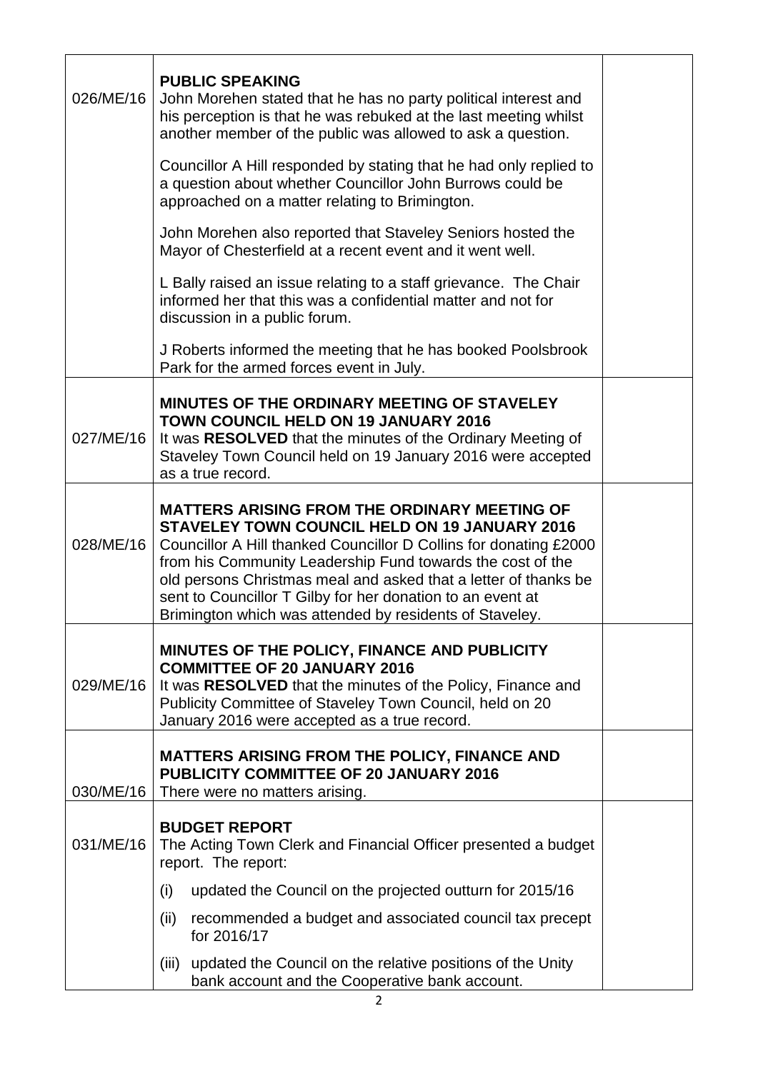| | | |
|---|---|---|
| 026/ME/16 | **PUBLIC SPEAKING**<br>John Morehen stated that he has no party political interest and his perception is that he was rebuked at the last meeting whilst another member of the public was allowed to ask a question.<br><br>Councillor A Hill responded by stating that he had only replied to a question about whether Councillor John Burrows could be approached on a matter relating to Brimington.<br><br>John Morehen also reported that Staveley Seniors hosted the Mayor of Chesterfield at a recent event and it went well.<br><br>L Bally raised an issue relating to a staff grievance. The Chair informed her that this was a confidential matter and not for discussion in a public forum.<br><br>J Roberts informed the meeting that he has booked Poolsbrook Park for the armed forces event in July. | |
| 027/ME/16 | **MINUTES OF THE ORDINARY MEETING OF STAVELEY TOWN COUNCIL HELD ON 19 JANUARY 2016**<br>It was **RESOLVED** that the minutes of the Ordinary Meeting of Staveley Town Council held on 19 January 2016 were accepted as a true record. | |
| 028/ME/16 | **MATTERS ARISING FROM THE ORDINARY MEETING OF STAVELEY TOWN COUNCIL HELD ON 19 JANUARY 2016**<br>Councillor A Hill thanked Councillor D Collins for donating £2000 from his Community Leadership Fund towards the cost of the old persons Christmas meal and asked that a letter of thanks be sent to Councillor T Gilby for her donation to an event at Brimington which was attended by residents of Staveley. | |
| 029/ME/16 | **MINUTES OF THE POLICY, FINANCE AND PUBLICITY COMMITTEE OF 20 JANUARY 2016**<br>It was **RESOLVED** that the minutes of the Policy, Finance and Publicity Committee of Staveley Town Council, held on 20 January 2016 were accepted as a true record. | |
| 030/ME/16 | **MATTERS ARISING FROM THE POLICY, FINANCE AND PUBLICITY COMMITTEE OF 20 JANUARY 2016**<br>There were no matters arising. | |
| 031/ME/16 | **BUDGET REPORT**<br>The Acting Town Clerk and Financial Officer presented a budget report. The report:<br><br>(i) updated the Council on the projected outturn for 2015/16<br><br>(ii) recommended a budget and associated council tax precept for 2016/17<br><br>(iii) updated the Council on the relative positions of the Unity bank account and the Cooperative bank account. | |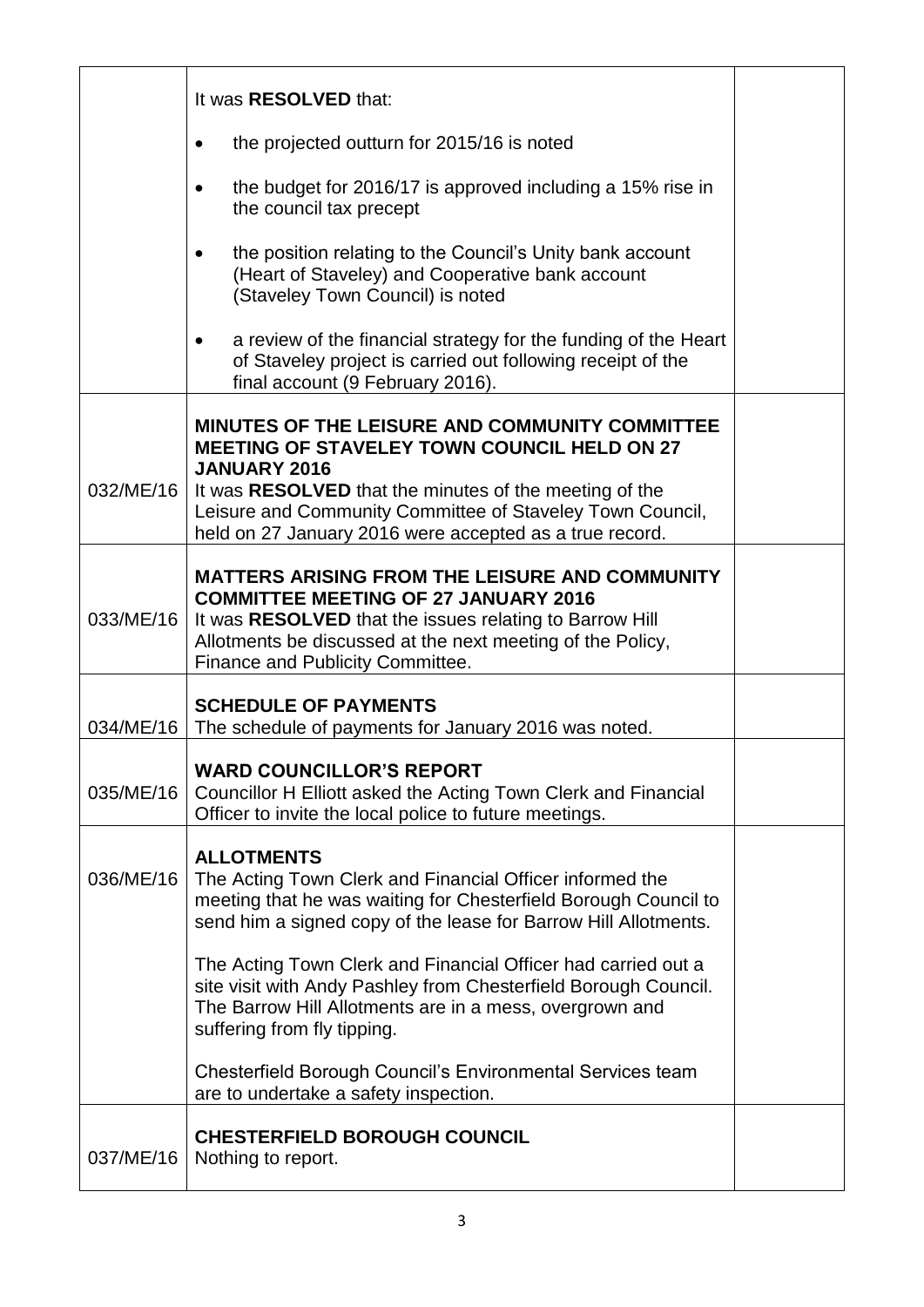| | | |
|---|---|---|
| | It was **RESOLVED** that:<br><br>• the projected outturn for 2015/16 is noted<br><br>• the budget for 2016/17 is approved including a 15% rise in the council tax precept<br><br>• the position relating to the Council's Unity bank account (Heart of Staveley) and Cooperative bank account (Staveley Town Council) is noted<br><br>• a review of the financial strategy for the funding of the Heart of Staveley project is carried out following receipt of the final account (9 February 2016). | |
| 032/ME/16 | **MINUTES OF THE LEISURE AND COMMUNITY COMMITTEE MEETING OF STAVELEY TOWN COUNCIL HELD ON 27 JANUARY 2016**<br>It was **RESOLVED** that the minutes of the meeting of the Leisure and Community Committee of Staveley Town Council, held on 27 January 2016 were accepted as a true record. | |
| 033/ME/16 | **MATTERS ARISING FROM THE LEISURE AND COMMUNITY COMMITTEE MEETING OF 27 JANUARY 2016**<br>It was **RESOLVED** that the issues relating to Barrow Hill Allotments be discussed at the next meeting of the Policy, Finance and Publicity Committee. | |
| 034/ME/16 | **SCHEDULE OF PAYMENTS**<br>The schedule of payments for January 2016 was noted. | |
| 035/ME/16 | **WARD COUNCILLOR'S REPORT**<br>Councillor H Elliott asked the Acting Town Clerk and Financial Officer to invite the local police to future meetings. | |
| 036/ME/16 | **ALLOTMENTS**<br>The Acting Town Clerk and Financial Officer informed the meeting that he was waiting for Chesterfield Borough Council to send him a signed copy of the lease for Barrow Hill Allotments.<br><br>The Acting Town Clerk and Financial Officer had carried out a site visit with Andy Pashley from Chesterfield Borough Council. The Barrow Hill Allotments are in a mess, overgrown and suffering from fly tipping.<br><br>Chesterfield Borough Council's Environmental Services team are to undertake a safety inspection. | |
| 037/ME/16 | **CHESTERFIELD BOROUGH COUNCIL**<br>Nothing to report. | |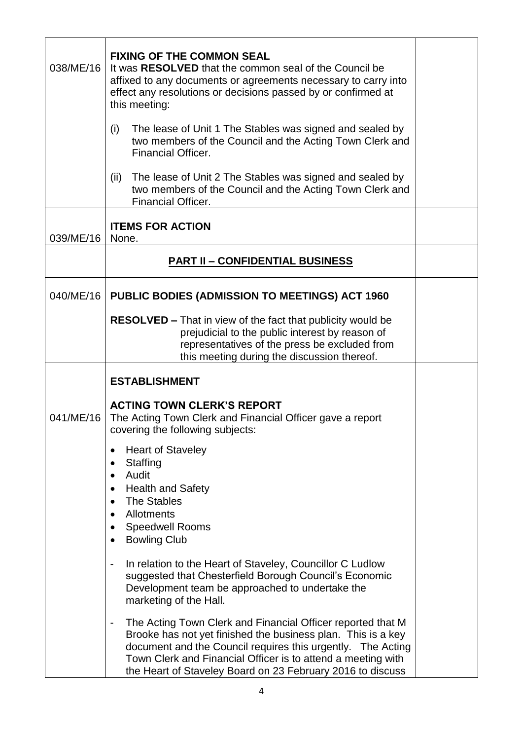| | | |
|---|---|---|
| 038/ME/16 | **FIXING OF THE COMMON SEAL**<br>It was **RESOLVED** that the common seal of the Council be affixed to any documents or agreements necessary to carry into effect any resolutions or decisions passed by or confirmed at this meeting:<br><br>(i) The lease of Unit 1 The Stables was signed and sealed by two members of the Council and the Acting Town Clerk and Financial Officer.<br><br>(ii) The lease of Unit 2 The Stables was signed and sealed by two members of the Council and the Acting Town Clerk and Financial Officer. | |
| 039/ME/16 | **ITEMS FOR ACTION**<br>None. | |
| | **PART II – CONFIDENTIAL BUSINESS** | |
| 040/ME/16 | **PUBLIC BODIES (ADMISSION TO MEETINGS) ACT 1960**<br><br>**RESOLVED –** That in view of the fact that publicity would be prejudicial to the public interest by reason of representatives of the press be excluded from this meeting during the discussion thereof. | |
| 041/ME/16 | **ESTABLISHMENT**<br><br>**ACTING TOWN CLERK'S REPORT**<br>The Acting Town Clerk and Financial Officer gave a report covering the following subjects:<br><br>• Heart of Staveley<br>• Staffing<br>• Audit<br>• Health and Safety<br>• The Stables<br>• Allotments<br>• Speedwell Rooms<br>• Bowling Club<br><br>- In relation to the Heart of Staveley, Councillor C Ludlow suggested that Chesterfield Borough Council's Economic Development team be approached to undertake the marketing of the Hall.<br><br>- The Acting Town Clerk and Financial Officer reported that M Brooke has not yet finished the business plan. This is a key document and the Council requires this urgently. The Acting Town Clerk and Financial Officer is to attend a meeting with the Heart of Staveley Board on 23 February 2016 to discuss | |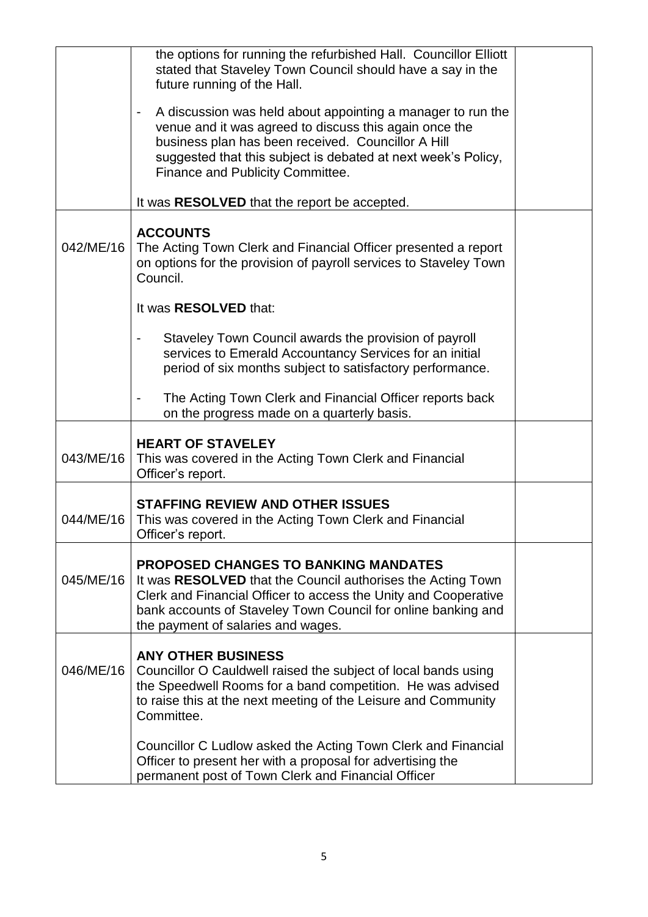| | | |
|---|---|---|
| | the options for running the refurbished Hall. Councillor Elliott stated that Staveley Town Council should have a say in the future running of the Hall.<br><br>- A discussion was held about appointing a manager to run the venue and it was agreed to discuss this again once the business plan has been received. Councillor A Hill suggested that this subject is debated at next week's Policy, Finance and Publicity Committee.<br><br>It was **RESOLVED** that the report be accepted. | |
| 042/ME/16 | **ACCOUNTS**<br>The Acting Town Clerk and Financial Officer presented a report on options for the provision of payroll services to Staveley Town Council.<br><br>It was **RESOLVED** that:<br><br>- Staveley Town Council awards the provision of payroll services to Emerald Accountancy Services for an initial period of six months subject to satisfactory performance.<br><br>- The Acting Town Clerk and Financial Officer reports back on the progress made on a quarterly basis. | |
| 043/ME/16 | **HEART OF STAVELEY**<br>This was covered in the Acting Town Clerk and Financial Officer's report. | |
| 044/ME/16 | **STAFFING REVIEW AND OTHER ISSUES**<br>This was covered in the Acting Town Clerk and Financial Officer's report. | |
| 045/ME/16 | **PROPOSED CHANGES TO BANKING MANDATES**<br>It was **RESOLVED** that the Council authorises the Acting Town Clerk and Financial Officer to access the Unity and Cooperative bank accounts of Staveley Town Council for online banking and the payment of salaries and wages. | |
| 046/ME/16 | **ANY OTHER BUSINESS**<br>Councillor O Cauldwell raised the subject of local bands using the Speedwell Rooms for a band competition. He was advised to raise this at the next meeting of the Leisure and Community Committee.<br><br>Councillor C Ludlow asked the Acting Town Clerk and Financial Officer to present her with a proposal for advertising the permanent post of Town Clerk and Financial Officer | |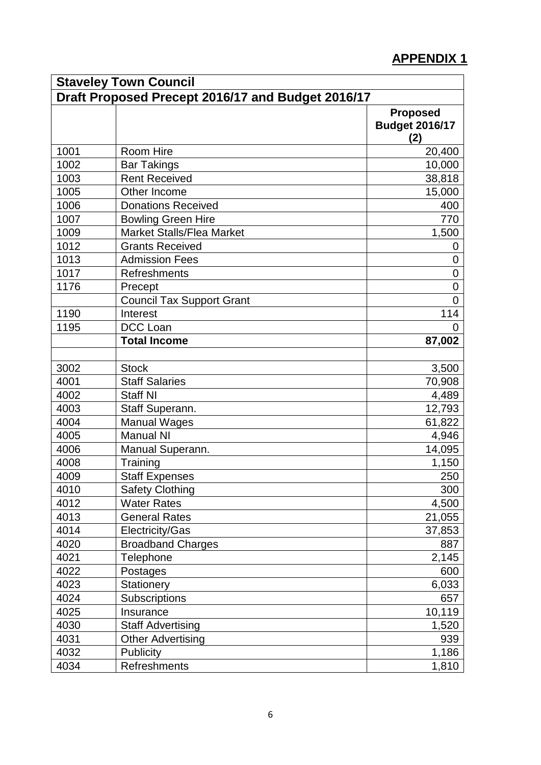**APPENDIX 1**

| Staveley Town Council | | |
|---|---|---|
| **Draft Proposed Precept 2016/17 and Budget 2016/17** | | |
| | | **Proposed Budget 2016/17 (2)** |
| 1001 | Room Hire | 20,400 |
| 1002 | Bar Takings | 10,000 |
| 1003 | Rent Received | 38,818 |
| 1005 | Other Income | 15,000 |
| 1006 | Donations Received | 400 |
| 1007 | Bowling Green Hire | 770 |
| 1009 | Market Stalls/Flea Market | 1,500 |
| 1012 | Grants Received | 0 |
| 1013 | Admission Fees | 0 |
| 1017 | Refreshments | 0 |
| 1176 | Precept | 0 |
| | Council Tax Support Grant | 0 |
| 1190 | Interest | 114 |
| 1195 | DCC Loan | 0 |
| | **Total Income** | **87,002** |
| | | |
| 3002 | Stock | 3,500 |
| 4001 | Staff Salaries | 70,908 |
| 4002 | Staff NI | 4,489 |
| 4003 | Staff Superann. | 12,793 |
| 4004 | Manual Wages | 61,822 |
| 4005 | Manual NI | 4,946 |
| 4006 | Manual Superann. | 14,095 |
| 4008 | Training | 1,150 |
| 4009 | Staff Expenses | 250 |
| 4010 | Safety Clothing | 300 |
| 4012 | Water Rates | 4,500 |
| 4013 | General Rates | 21,055 |
| 4014 | Electricity/Gas | 37,853 |
| 4020 | Broadband Charges | 887 |
| 4021 | Telephone | 2,145 |
| 4022 | Postages | 600 |
| 4023 | Stationery | 6,033 |
| 4024 | Subscriptions | 657 |
| 4025 | Insurance | 10,119 |
| 4030 | Staff Advertising | 1,520 |
| 4031 | Other Advertising | 939 |
| 4032 | Publicity | 1,186 |
| 4034 | Refreshments | 1,810 |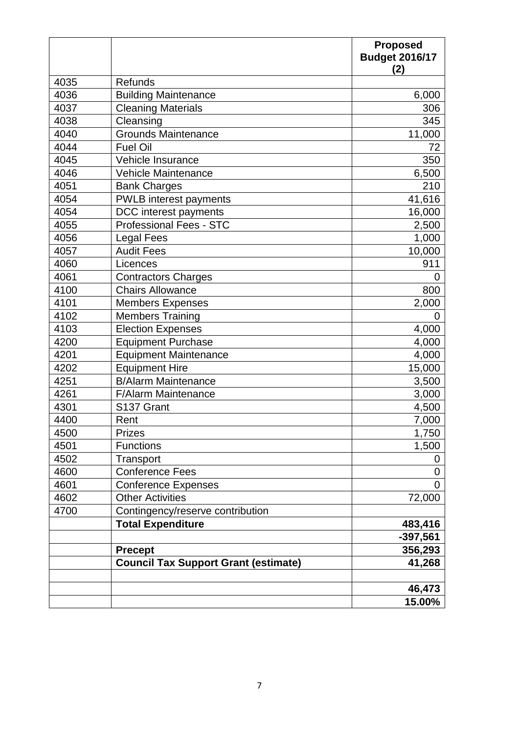| | | Proposed Budget 2016/17 (2) |
|---|---|---|
| 4035 | Refunds | |
| 4036 | Building Maintenance | 6,000 |
| 4037 | Cleaning Materials | 306 |
| 4038 | Cleansing | 345 |
| 4040 | Grounds Maintenance | 11,000 |
| 4044 | Fuel Oil | 72 |
| 4045 | Vehicle Insurance | 350 |
| 4046 | Vehicle Maintenance | 6,500 |
| 4051 | Bank Charges | 210 |
| 4054 | PWLB interest payments | 41,616 |
| 4054 | DCC interest payments | 16,000 |
| 4055 | Professional Fees - STC | 2,500 |
| 4056 | Legal Fees | 1,000 |
| 4057 | Audit Fees | 10,000 |
| 4060 | Licences | 911 |
| 4061 | Contractors Charges | 0 |
| 4100 | Chairs Allowance | 800 |
| 4101 | Members Expenses | 2,000 |
| 4102 | Members Training | 0 |
| 4103 | Election Expenses | 4,000 |
| 4200 | Equipment Purchase | 4,000 |
| 4201 | Equipment Maintenance | 4,000 |
| 4202 | Equipment Hire | 15,000 |
| 4251 | B/Alarm Maintenance | 3,500 |
| 4261 | F/Alarm Maintenance | 3,000 |
| 4301 | S137 Grant | 4,500 |
| 4400 | Rent | 7,000 |
| 4500 | Prizes | 1,750 |
| 4501 | Functions | 1,500 |
| 4502 | Transport | 0 |
| 4600 | Conference Fees | 0 |
| 4601 | Conference Expenses | 0 |
| 4602 | Other Activities | 72,000 |
| 4700 | Contingency/reserve contribution | |
| | **Total Expenditure** | **483,416** |
| | | **-397,561** |
| | **Precept** | **356,293** |
| | **Council Tax Support Grant (estimate)** | **41,268** |
| | | |
| | | **46,473** |
| | | **15.00%** |